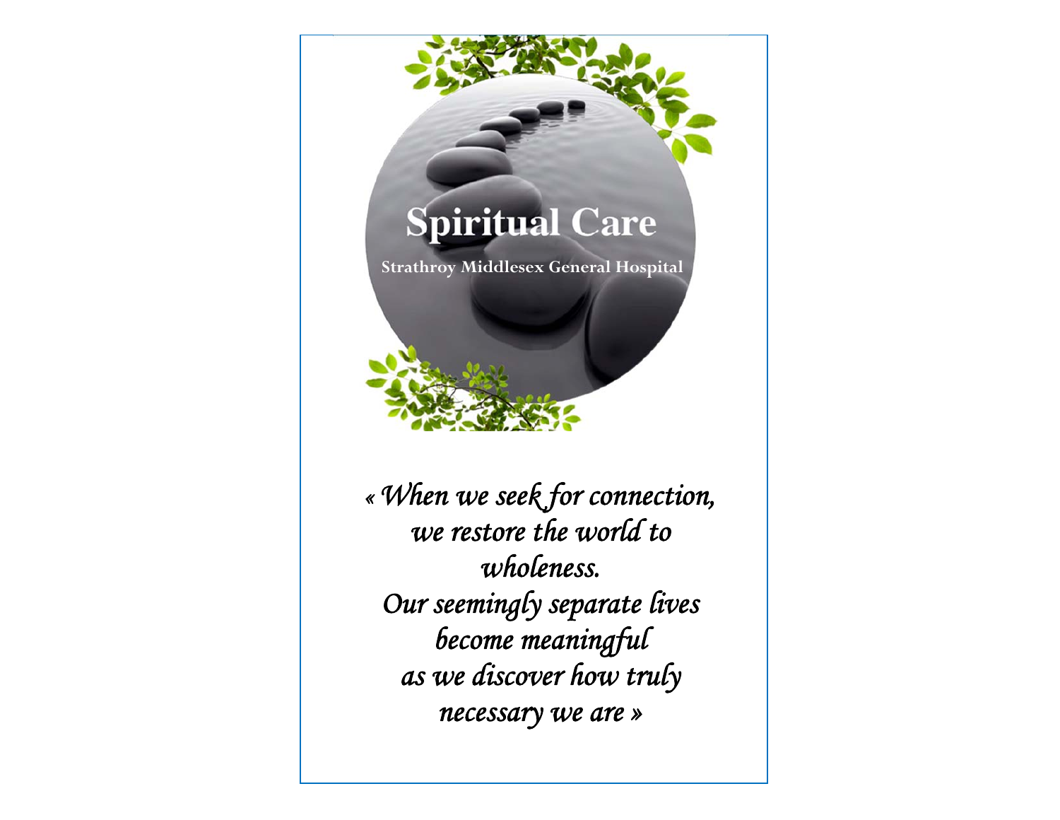# Spiritual Care

**Strathroy Middlesex General Hospital**

*« When we seek for connection,*
*we restore the world to*
*wholeness.*
*Our seemingly separate lives*
*become meaningful*
*as we discover how truly*
*necessary we are »*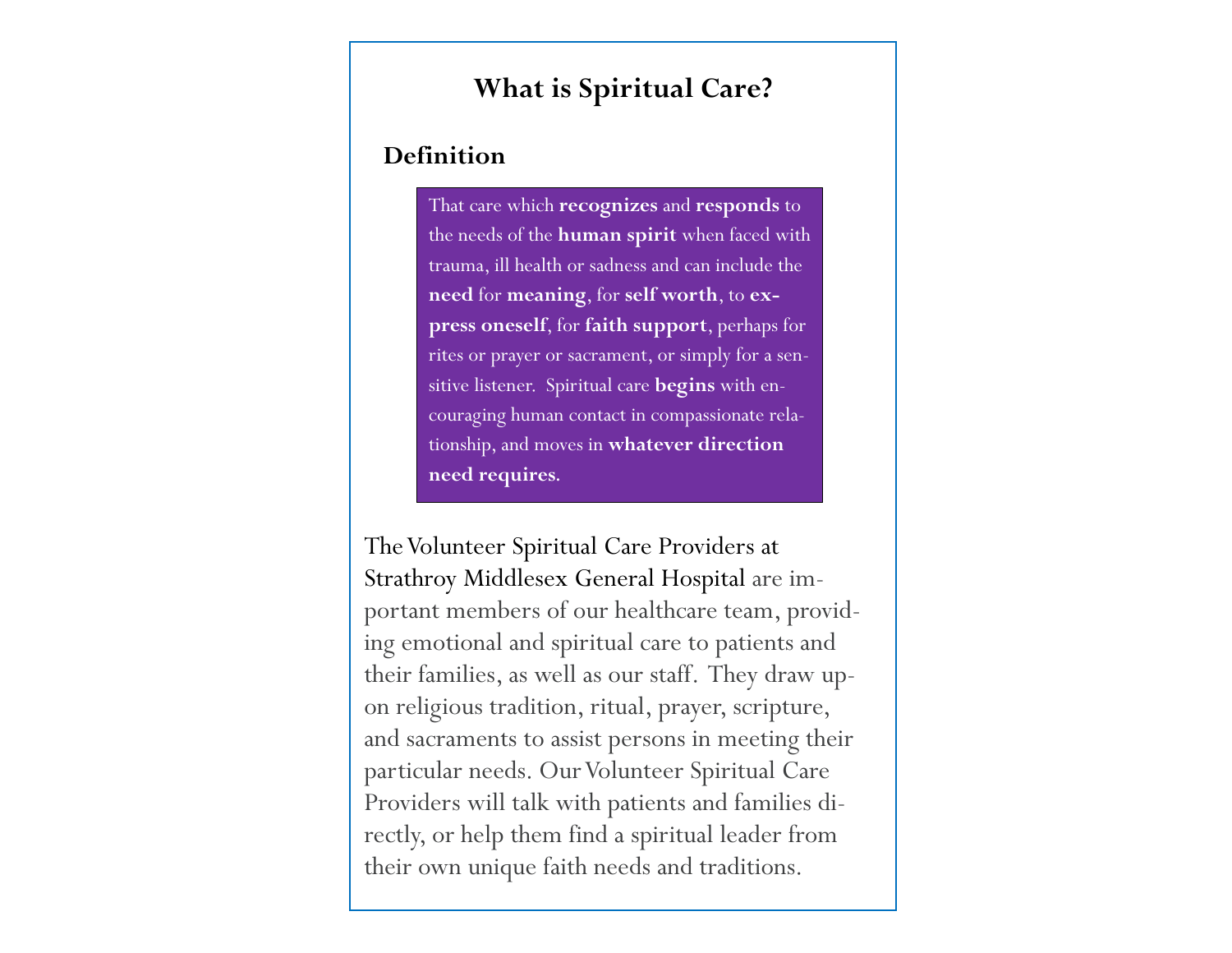# What is Spiritual Care?

## Definition

That care which **recognizes** and **responds** to the needs of the **human spirit** when faced with trauma, ill health or sadness and can include the **need** for **meaning**, for **self worth**, to **express oneself**, for **faith support**, perhaps for rites or prayer or sacrament, or simply for a sensitive listener. Spiritual care **begins** with encouraging human contact in compassionate relationship, and moves in **whatever direction need requires**.

The Volunteer Spiritual Care Providers at Strathroy Middlesex General Hospital are important members of our healthcare team, providing emotional and spiritual care to patients and their families, as well as our staff. They draw upon religious tradition, ritual, prayer, scripture, and sacraments to assist persons in meeting their particular needs. Our Volunteer Spiritual Care Providers will talk with patients and families directly, or help them find a spiritual leader from their own unique faith needs and traditions.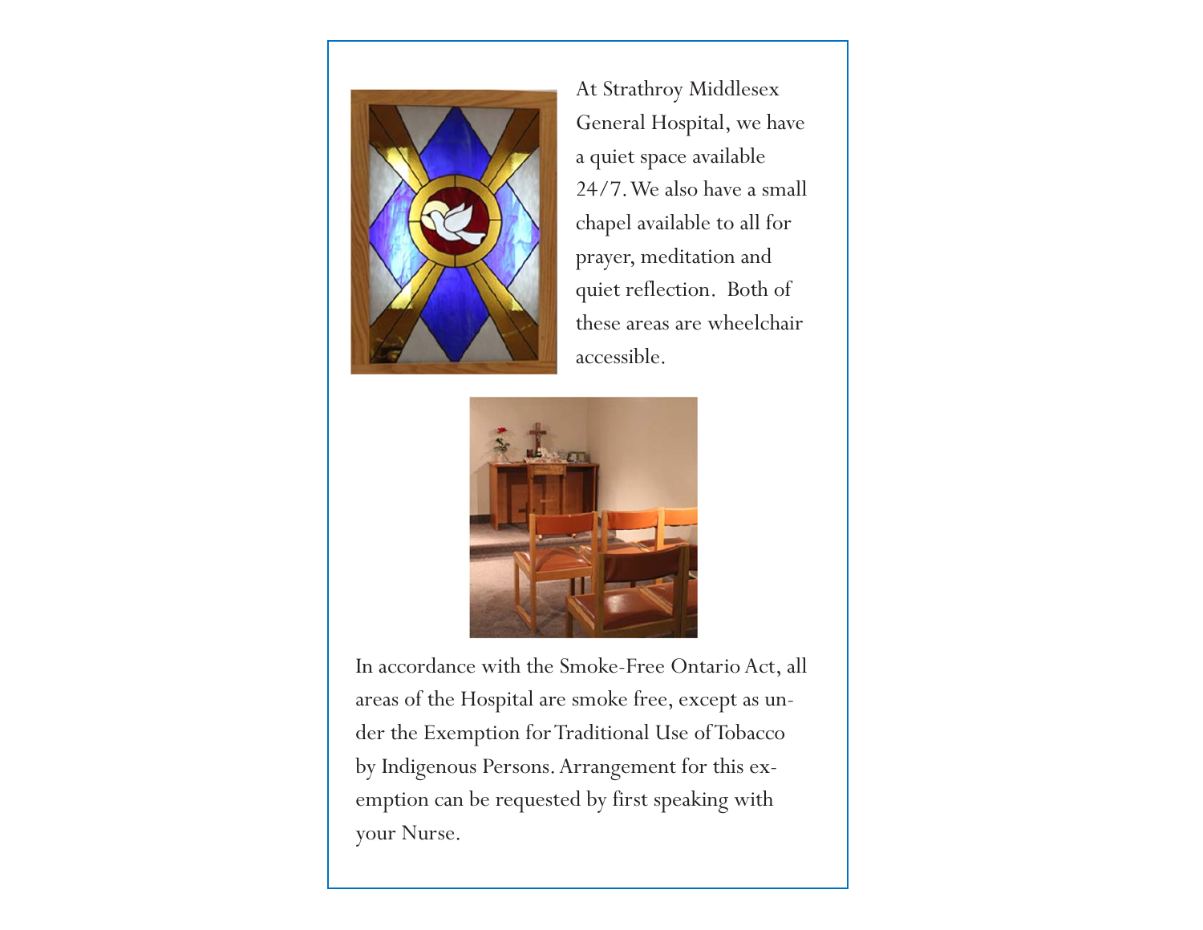At Strathroy Middlesex General Hospital, we have a quiet space available 24/7. We also have a small chapel available to all for prayer, meditation and quiet reflection. Both of these areas are wheelchair accessible.

In accordance with the Smoke-Free Ontario Act, all areas of the Hospital are smoke free, except as under the Exemption for Traditional Use of Tobacco by Indigenous Persons. Arrangement for this exemption can be requested by first speaking with your Nurse.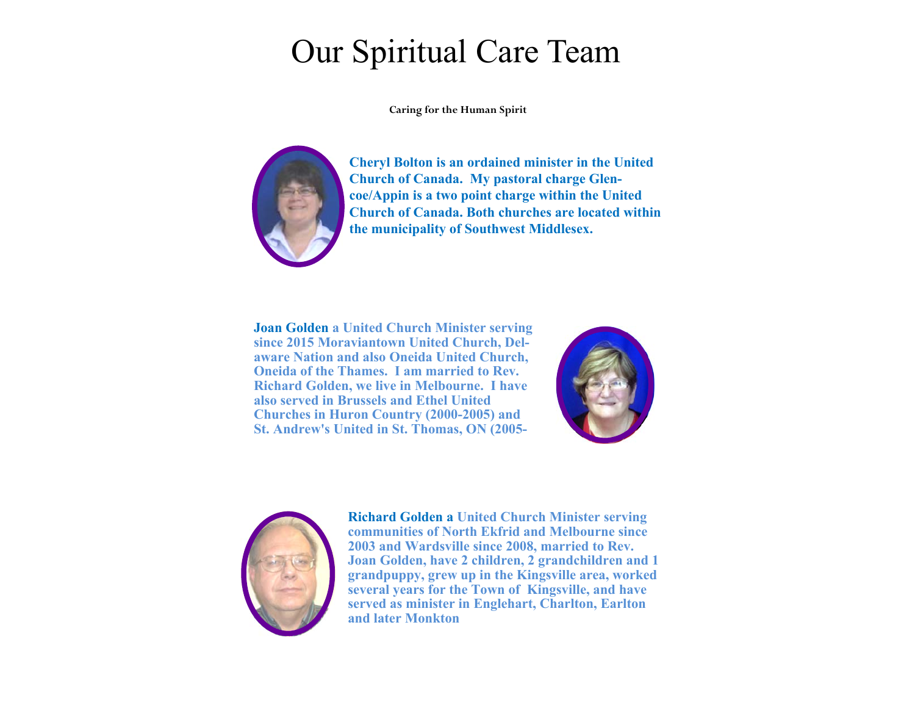# Our Spiritual Care Team

**Caring for the Human Spirit**

**Cheryl Bolton is an ordained minister in the United Church of Canada. My pastoral charge Glencoe/Appin is a two point charge within the United Church of Canada. Both churches are located within the municipality of Southwest Middlesex.**

**Joan Golden a United Church Minister serving since 2015 Moraviantown United Church, Delaware Nation and also Oneida United Church, Oneida of the Thames. I am married to Rev. Richard Golden, we live in Melbourne. I have also served in Brussels and Ethel United Churches in Huron Country (2000-2005) and St. Andrew's United in St. Thomas, ON (2005-**

**Richard Golden a United Church Minister serving communities of North Ekfrid and Melbourne since 2003 and Wardsville since 2008, married to Rev. Joan Golden, have 2 children, 2 grandchildren and 1 grandpuppy, grew up in the Kingsville area, worked several years for the Town of Kingsville, and have served as minister in Englehart, Charlton, Earlton and later Monkton**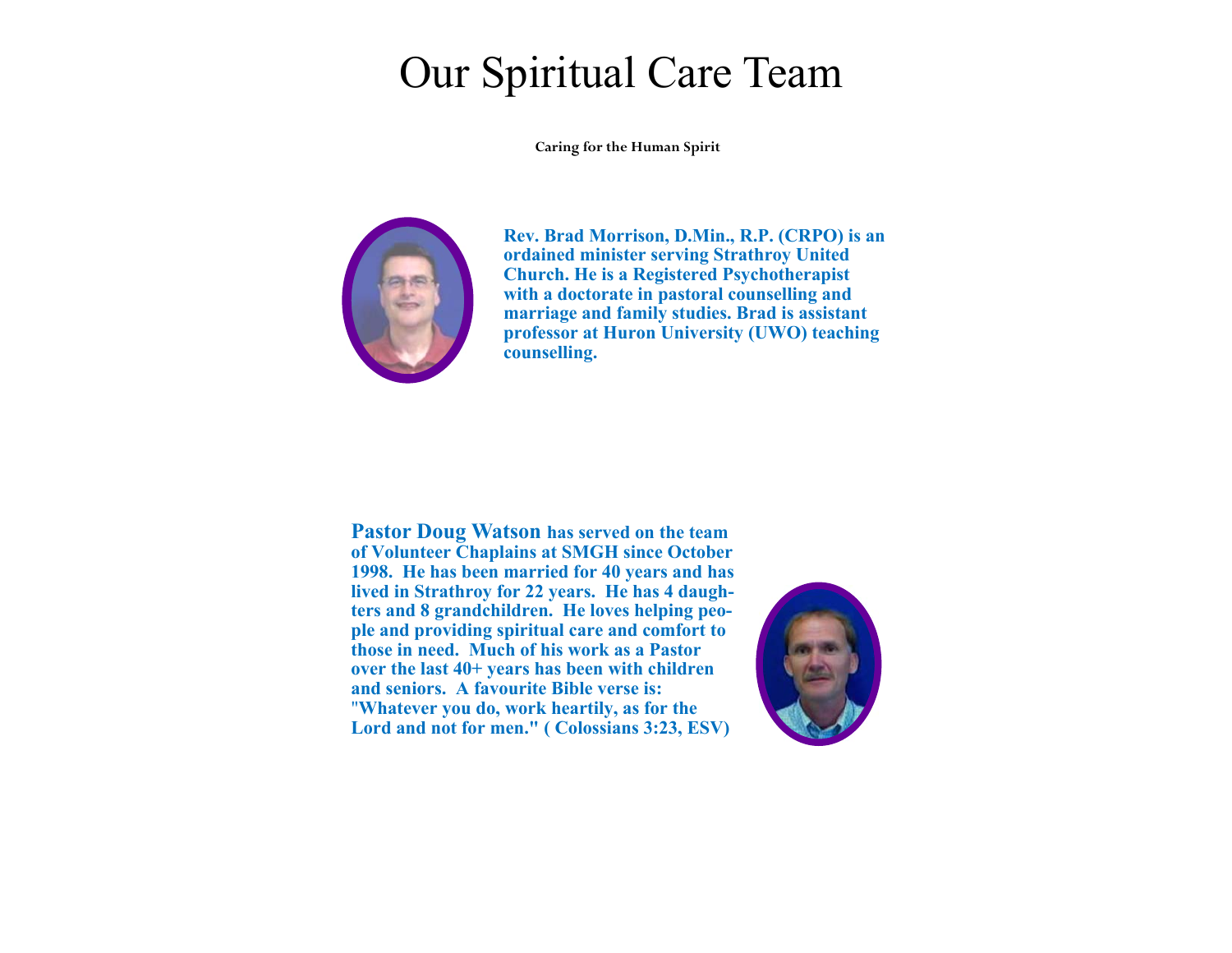# Our Spiritual Care Team

**Caring for the Human Spirit**

**Rev. Brad Morrison, D.Min., R.P. (CRPO) is an ordained minister serving Strathroy United Church. He is a Registered Psychotherapist with a doctorate in pastoral counselling and marriage and family studies. Brad is assistant professor at Huron University (UWO) teaching counselling.**

**Pastor Doug Watson has served on the team of Volunteer Chaplains at SMGH since October 1998. He has been married for 40 years and has lived in Strathroy for 22 years. He has 4 daughters and 8 grandchildren. He loves helping people and providing spiritual care and comfort to those in need. Much of his work as a Pastor over the last 40+ years has been with children and seniors. A favourite Bible verse is: "Whatever you do, work heartily, as for the Lord and not for men." ( Colossians 3:23, ESV)**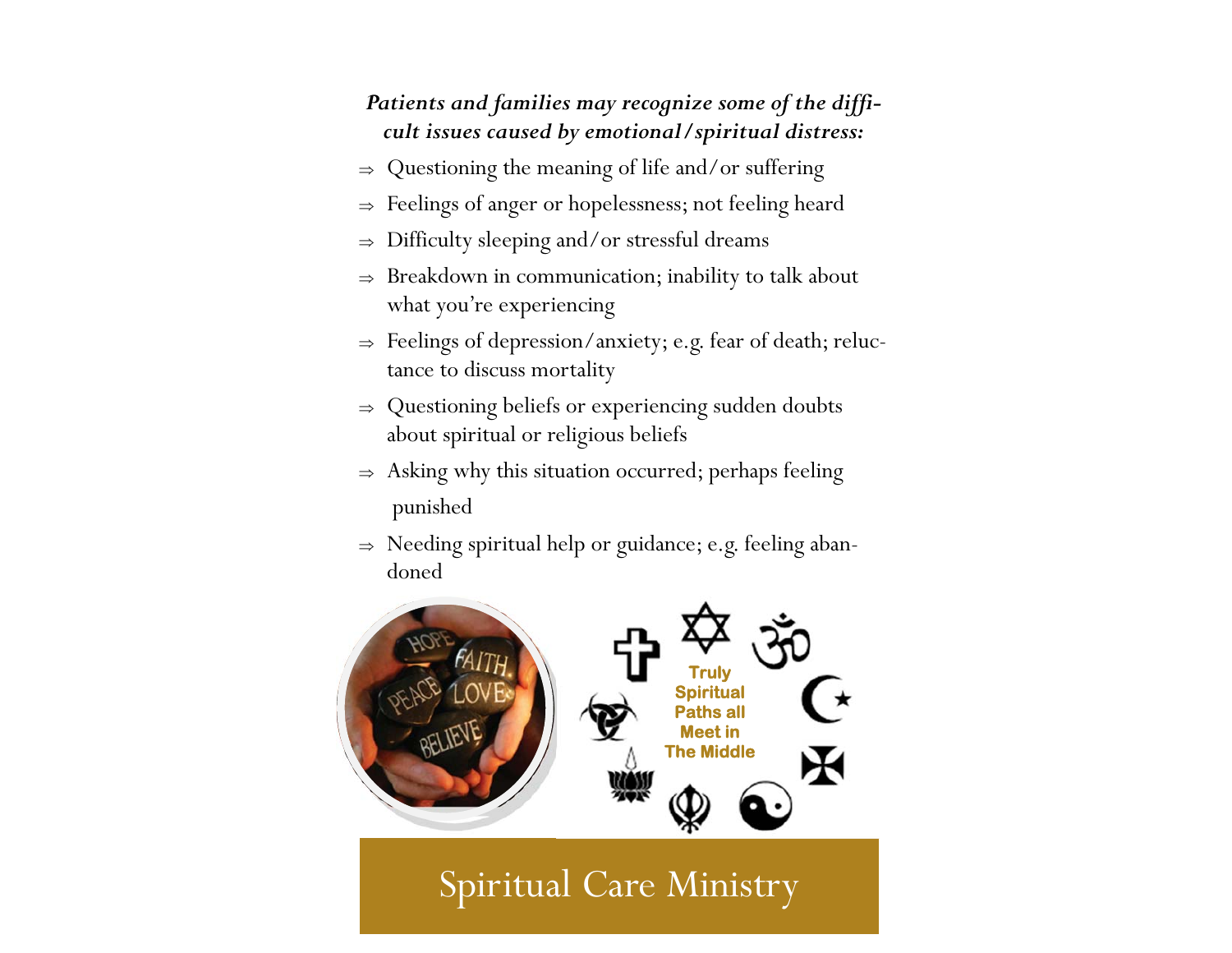***Patients and families may recognize some of the difficult issues caused by emotional/spiritual distress:***

- Questioning the meaning of life and/or suffering
- Feelings of anger or hopelessness; not feeling heard
- Difficulty sleeping and/or stressful dreams
- Breakdown in communication; inability to talk about what you're experiencing
- Feelings of depression/anxiety; e.g. fear of death; reluctance to discuss mortality
- Questioning beliefs or experiencing sudden doubts about spiritual or religious beliefs
- Asking why this situation occurred; perhaps feeling punished
- Needing spiritual help or guidance; e.g. feeling abandoned

Truly Spiritual Paths all Meet in The Middle

# Spiritual Care Ministry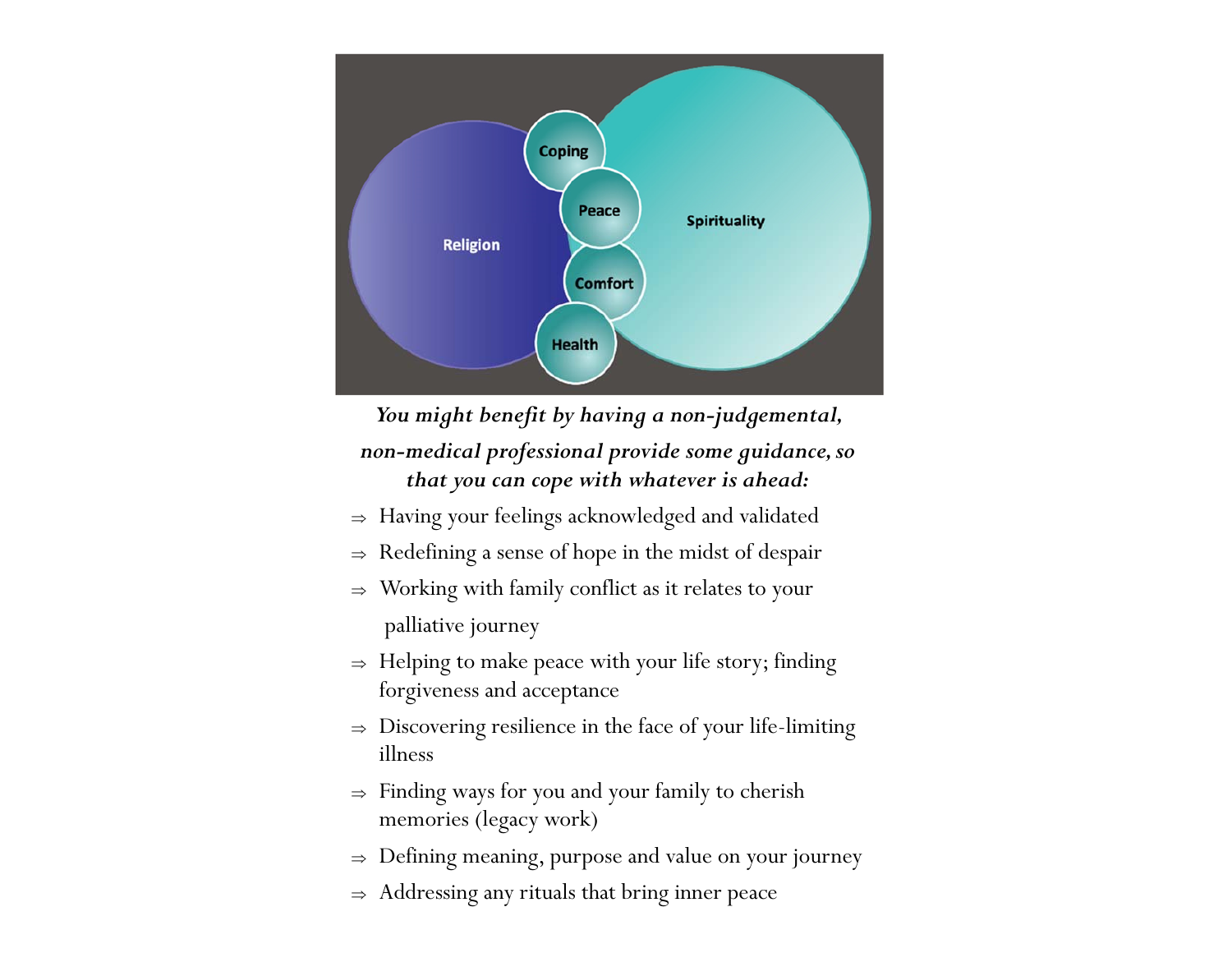Religion

Coping

Peace

Comfort

Health

Spirituality

***You might benefit by having a non-judgemental, non-medical professional provide some guidance, so that you can cope with whatever is ahead:***

- ⇒ Having your feelings acknowledged and validated
- ⇒ Redefining a sense of hope in the midst of despair
- ⇒ Working with family conflict as it relates to your palliative journey
- ⇒ Helping to make peace with your life story; finding forgiveness and acceptance
- ⇒ Discovering resilience in the face of your life-limiting illness
- ⇒ Finding ways for you and your family to cherish memories (legacy work)
- ⇒ Defining meaning, purpose and value on your journey
- ⇒ Addressing any rituals that bring inner peace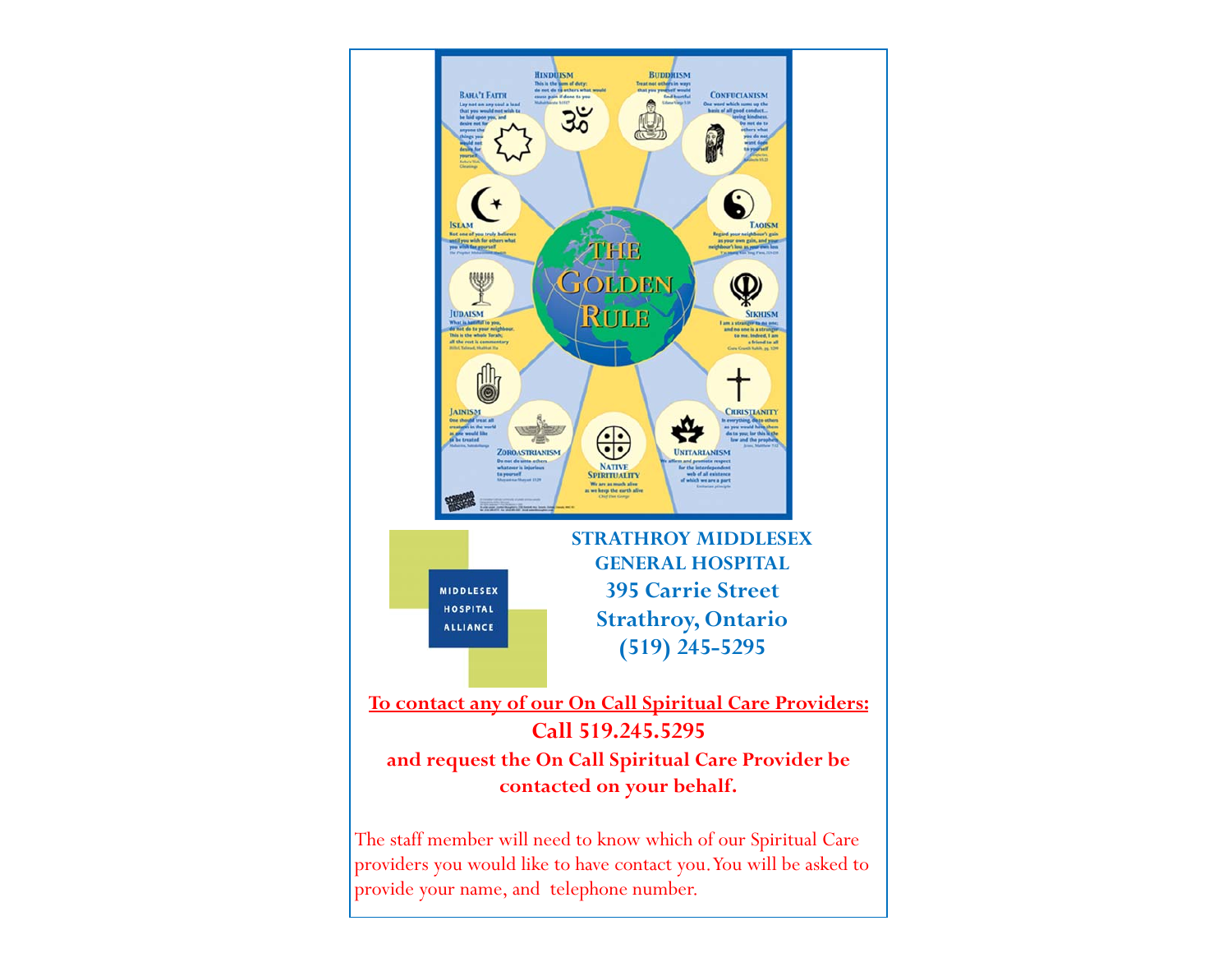**STRATHROY MIDDLESEX GENERAL HOSPITAL**
**395 Carrie Street**
**Strathroy, Ontario**
**(519) 245-5295**

**To contact any of our On Call Spiritual Care Providers:**

**Call 519.245.5295**

**and request the On Call Spiritual Care Provider be contacted on your behalf.**

The staff member will need to know which of our Spiritual Care providers you would like to have contact you. You will be asked to provide your name, and telephone number.